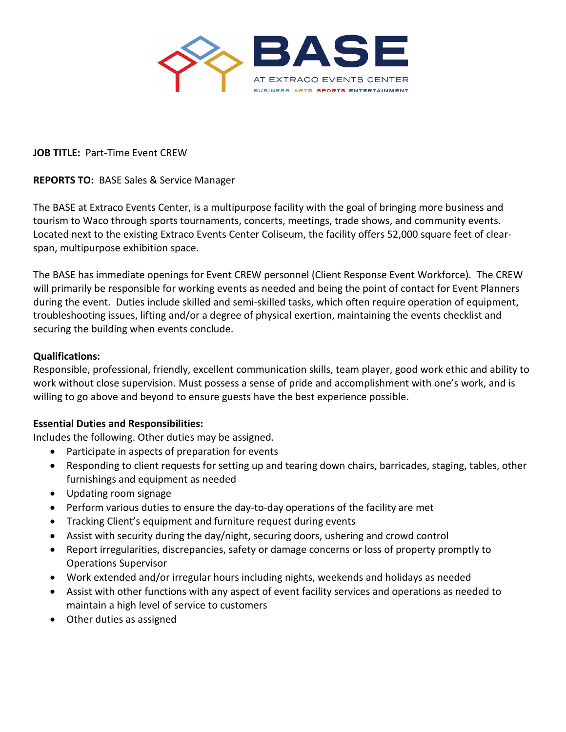**BASE**

AT EXTRACO EVENTS CENTER

BUSINESS ARTS SPORTS ENTERTAINMENT

**JOB TITLE:** Part-Time Event CREW

**REPORTS TO:** BASE Sales & Service Manager

The BASE at Extraco Events Center, is a multipurpose facility with the goal of bringing more business and tourism to Waco through sports tournaments, concerts, meetings, trade shows, and community events. Located next to the existing Extraco Events Center Coliseum, the facility offers 52,000 square feet of clear-span, multipurpose exhibition space.

The BASE has immediate openings for Event CREW personnel (Client Response Event Workforce). The CREW will primarily be responsible for working events as needed and being the point of contact for Event Planners during the event. Duties include skilled and semi-skilled tasks, which often require operation of equipment, troubleshooting issues, lifting and/or a degree of physical exertion, maintaining the events checklist and securing the building when events conclude.

**Qualifications:**
Responsible, professional, friendly, excellent communication skills, team player, good work ethic and ability to work without close supervision. Must possess a sense of pride and accomplishment with one's work, and is willing to go above and beyond to ensure guests have the best experience possible.

**Essential Duties and Responsibilities:**
Includes the following. Other duties may be assigned.

- Participate in aspects of preparation for events
- Responding to client requests for setting up and tearing down chairs, barricades, staging, tables, other furnishings and equipment as needed
- Updating room signage
- Perform various duties to ensure the day-to-day operations of the facility are met
- Tracking Client's equipment and furniture request during events
- Assist with security during the day/night, securing doors, ushering and crowd control
- Report irregularities, discrepancies, safety or damage concerns or loss of property promptly to Operations Supervisor
- Work extended and/or irregular hours including nights, weekends and holidays as needed
- Assist with other functions with any aspect of event facility services and operations as needed to maintain a high level of service to customers
- Other duties as assigned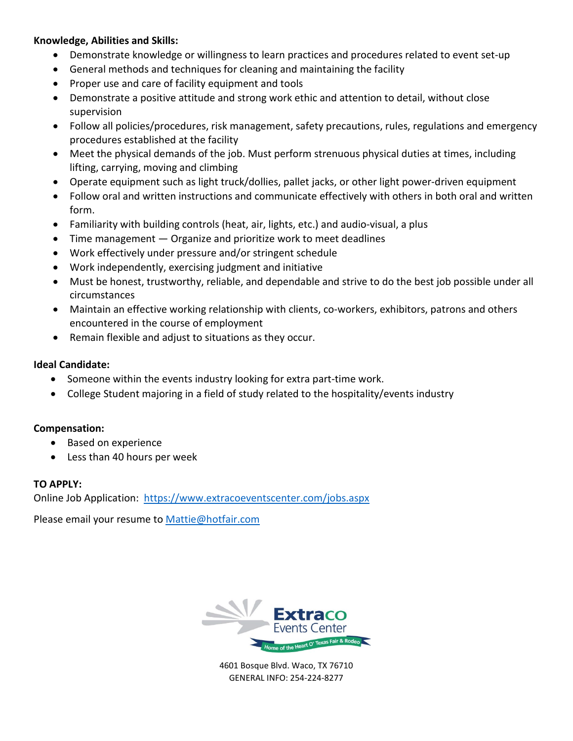**Knowledge, Abilities and Skills:**

- Demonstrate knowledge or willingness to learn practices and procedures related to event set-up
- General methods and techniques for cleaning and maintaining the facility
- Proper use and care of facility equipment and tools
- Demonstrate a positive attitude and strong work ethic and attention to detail, without close supervision
- Follow all policies/procedures, risk management, safety precautions, rules, regulations and emergency procedures established at the facility
- Meet the physical demands of the job. Must perform strenuous physical duties at times, including lifting, carrying, moving and climbing
- Operate equipment such as light truck/dollies, pallet jacks, or other light power-driven equipment
- Follow oral and written instructions and communicate effectively with others in both oral and written form.
- Familiarity with building controls (heat, air, lights, etc.) and audio-visual, a plus
- Time management — Organize and prioritize work to meet deadlines
- Work effectively under pressure and/or stringent schedule
- Work independently, exercising judgment and initiative
- Must be honest, trustworthy, reliable, and dependable and strive to do the best job possible under all circumstances
- Maintain an effective working relationship with clients, co-workers, exhibitors, patrons and others encountered in the course of employment
- Remain flexible and adjust to situations as they occur.

**Ideal Candidate:**

- Someone within the events industry looking for extra part-time work.
- College Student majoring in a field of study related to the hospitality/events industry

**Compensation:**

- Based on experience
- Less than 40 hours per week

**TO APPLY:**

Online Job Application: https://www.extracoeventscenter.com/jobs.aspx

Please email your resume to Mattie@hotfair.com

Extraco Events Center

Home of the Heart O' Texas Fair & Rodeo

4601 Bosque Blvd. Waco, TX 76710

GENERAL INFO: 254-224-8277